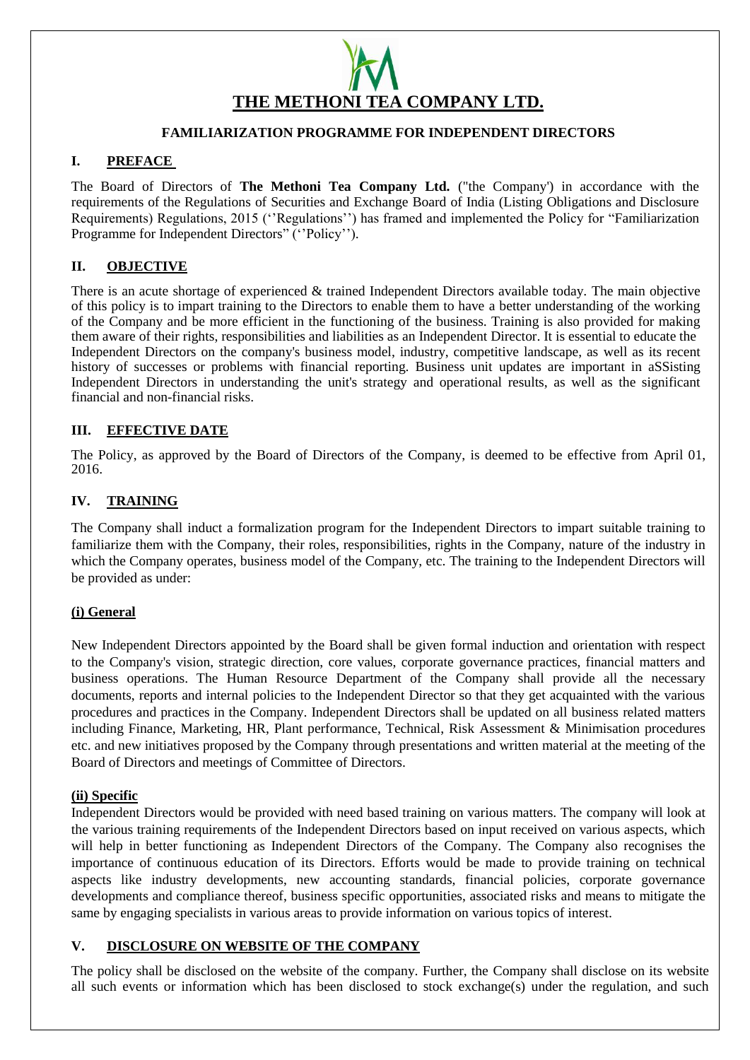# THE METHONI TEA COMPANY LTD.

**FAMILIARIZATION PROGRAMME FOR INDEPENDENT DIRECTORS**

## I. PREFACE

The Board of Directors of **The Methoni Tea Company Ltd.** ("the Company') in accordance with the requirements of the Regulations of Securities and Exchange Board of India (Listing Obligations and Disclosure Requirements) Regulations, 2015 (''Regulations'') has framed and implemented the Policy for "Familiarization Programme for Independent Directors" (''Policy'').

## II. OBJECTIVE

There is an acute shortage of experienced & trained Independent Directors available today. The main objective of this policy is to impart training to the Directors to enable them to have a better understanding of the working of the Company and be more efficient in the functioning of the business. Training is also provided for making them aware of their rights, responsibilities and liabilities as an Independent Director. It is essential to educate the Independent Directors on the company's business model, industry, competitive landscape, as well as its recent history of successes or problems with financial reporting. Business unit updates are important in aSSisting Independent Directors in understanding the unit's strategy and operational results, as well as the significant financial and non-financial risks.

## III. EFFECTIVE DATE

The Policy, as approved by the Board of Directors of the Company, is deemed to be effective from April 01, 2016.

## IV. TRAINING

The Company shall induct a formalization program for the Independent Directors to impart suitable training to familiarize them with the Company, their roles, responsibilities, rights in the Company, nature of the industry in which the Company operates, business model of the Company, etc. The training to the Independent Directors will be provided as under:

### (i) General

New Independent Directors appointed by the Board shall be given formal induction and orientation with respect to the Company's vision, strategic direction, core values, corporate governance practices, financial matters and business operations. The Human Resource Department of the Company shall provide all the necessary documents, reports and internal policies to the Independent Director so that they get acquainted with the various procedures and practices in the Company. Independent Directors shall be updated on all business related matters including Finance, Marketing, HR, Plant performance, Technical, Risk Assessment & Minimisation procedures etc. and new initiatives proposed by the Company through presentations and written material at the meeting of the Board of Directors and meetings of Committee of Directors.

### (ii) Specific

Independent Directors would be provided with need based training on various matters. The company will look at the various training requirements of the Independent Directors based on input received on various aspects, which will help in better functioning as Independent Directors of the Company. The Company also recognises the importance of continuous education of its Directors. Efforts would be made to provide training on technical aspects like industry developments, new accounting standards, financial policies, corporate governance developments and compliance thereof, business specific opportunities, associated risks and means to mitigate the same by engaging specialists in various areas to provide information on various topics of interest.

## V. DISCLOSURE ON WEBSITE OF THE COMPANY

The policy shall be disclosed on the website of the company. Further, the Company shall disclose on its website all such events or information which has been disclosed to stock exchange(s) under the regulation, and such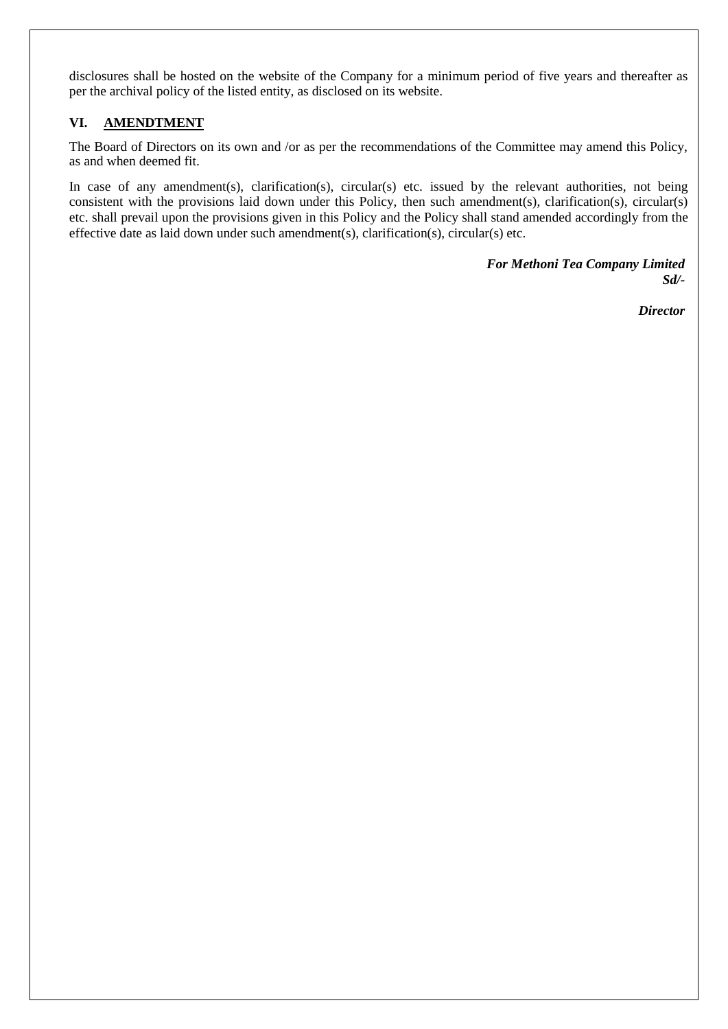disclosures shall be hosted on the website of the Company for a minimum period of five years and thereafter as per the archival policy of the listed entity, as disclosed on its website.

## VI. AMENDTMENT

The Board of Directors on its own and /or as per the recommendations of the Committee may amend this Policy, as and when deemed fit.

In case of any amendment(s), clarification(s), circular(s) etc. issued by the relevant authorities, not being consistent with the provisions laid down under this Policy, then such amendment(s), clarification(s), circular(s) etc. shall prevail upon the provisions given in this Policy and the Policy shall stand amended accordingly from the effective date as laid down under such amendment(s), clarification(s), circular(s) etc.

***For Methoni Tea Company Limited***
***Sd/-***

***Director***